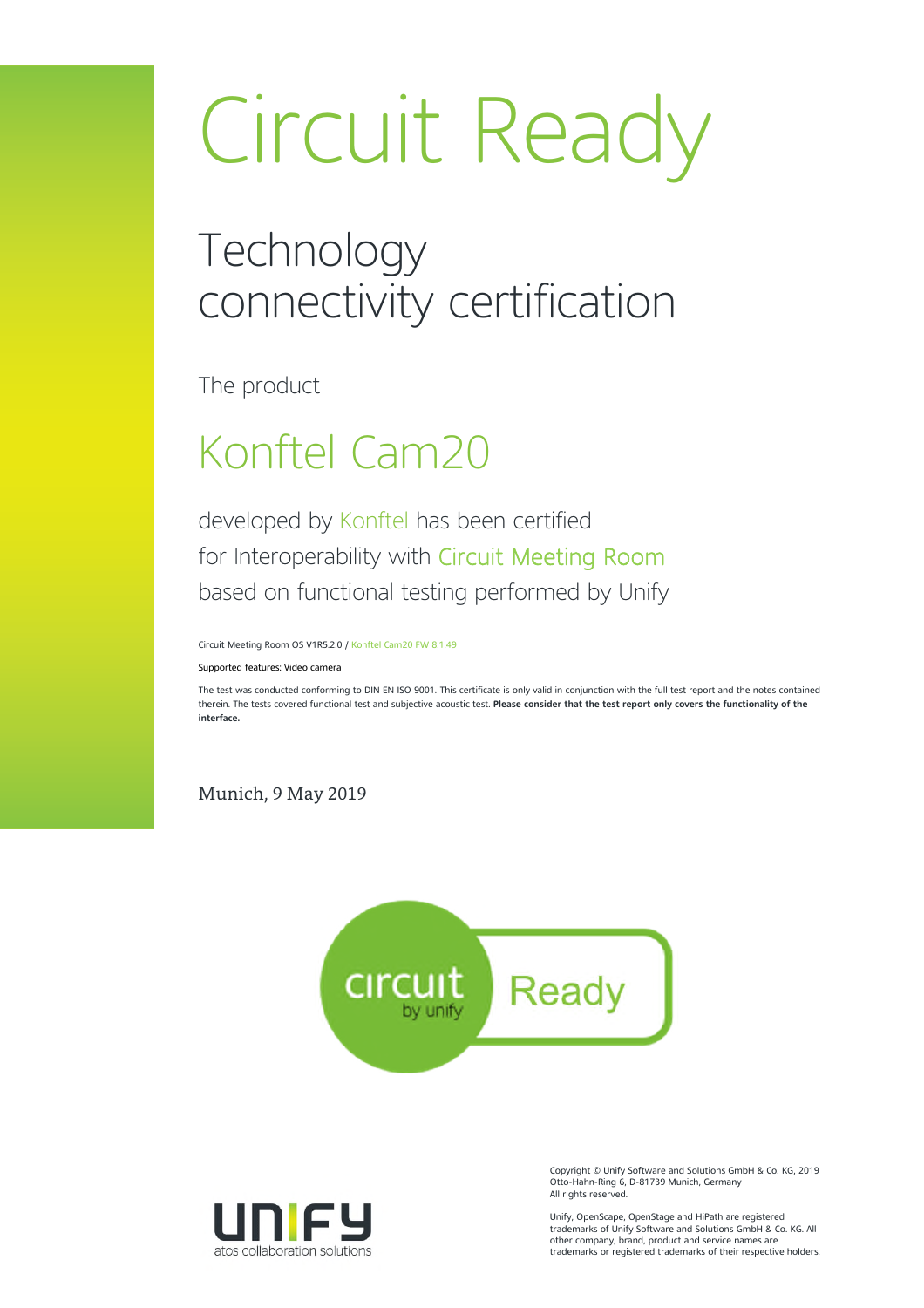# Circuit Ready

## Technology connectivity certification

The product

## Konftel Cam20

developed by Konftel has been certified for Interoperability with Circuit Meeting Room based on functional testing performed by Unify

Circuit Meeting Room OS V1R5.2.0 / Konftel Cam20 FW 8.1.49

Supported features: Video camera

The test was conducted conforming to DIN EN ISO 9001. This certificate is only valid in conjunction with the full test report and the notes contained therein. The tests covered functional test and subjective acoustic test. **Please consider that the test report only covers the functionality of the interface.**

Munich, 9 May 2019

circuit by unify Ready

unify
atos collaboration solutions

Copyright © Unify Software and Solutions GmbH & Co. KG, 2019
Otto-Hahn-Ring 6, D-81739 Munich, Germany
All rights reserved.

Unify, OpenScape, OpenStage and HiPath are registered trademarks of Unify Software and Solutions GmbH & Co. KG. All other company, brand, product and service names are trademarks or registered trademarks of their respective holders.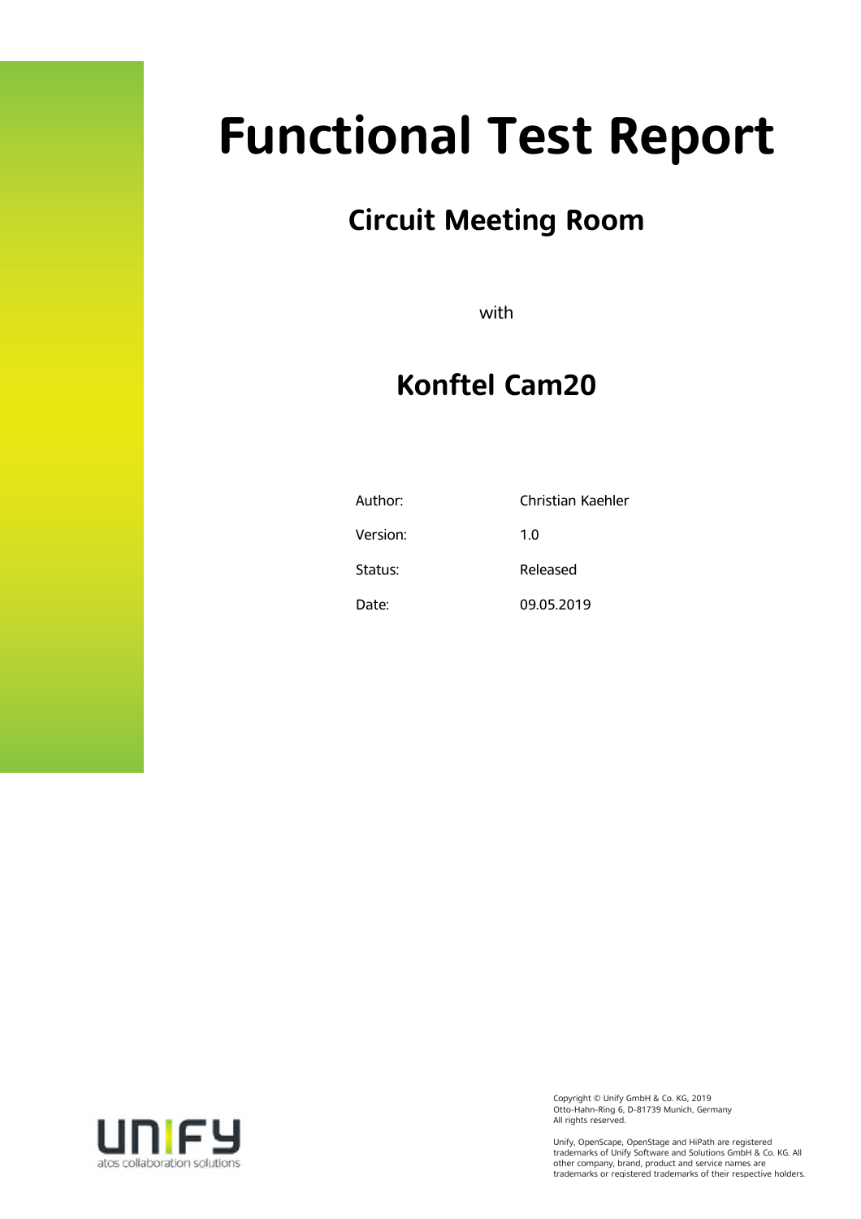# Functional Test Report

## Circuit Meeting Room

with

## Konftel Cam20

| | |
|---|---|
| Author: | Christian Kaehler |
| Version: | 1.0 |
| Status: | Released |
| Date: | 09.05.2019 |

Copyright © Unify GmbH & Co. KG, 2019
Otto-Hahn-Ring 6, D-81739 Munich, Germany
All rights reserved.

Unify, OpenScape, OpenStage and HiPath are registered trademarks of Unify Software and Solutions GmbH & Co. KG. All other company, brand, product and service names are trademarks or registered trademarks of their respective holders.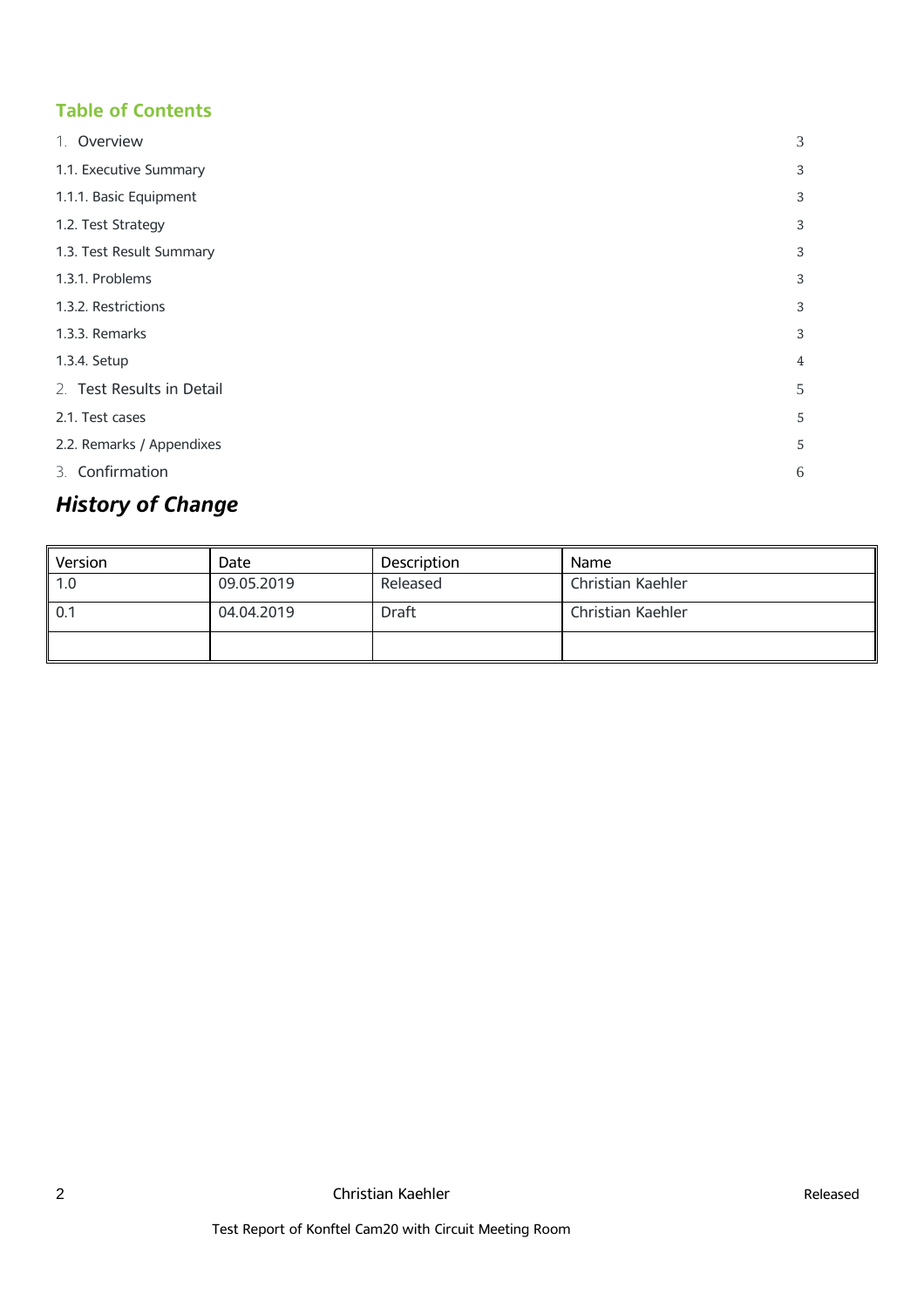## Table of Contents

1. Overview 3

1.1. Executive Summary 3

1.1.1. Basic Equipment 3

1.2. Test Strategy 3

1.3. Test Result Summary 3

1.3.1. Problems 3

1.3.2. Restrictions 3

1.3.3. Remarks 3

1.3.4. Setup 4

2. Test Results in Detail 5

2.1. Test cases 5

2.2. Remarks / Appendixes 5

3. Confirmation 6

## *History of Change*

| Version | Date | Description | Name |
|---|---|---|---|
| 1.0 | 09.05.2019 | Released | Christian Kaehler |
| 0.1 | 04.04.2019 | Draft | Christian Kaehler |
| | | | |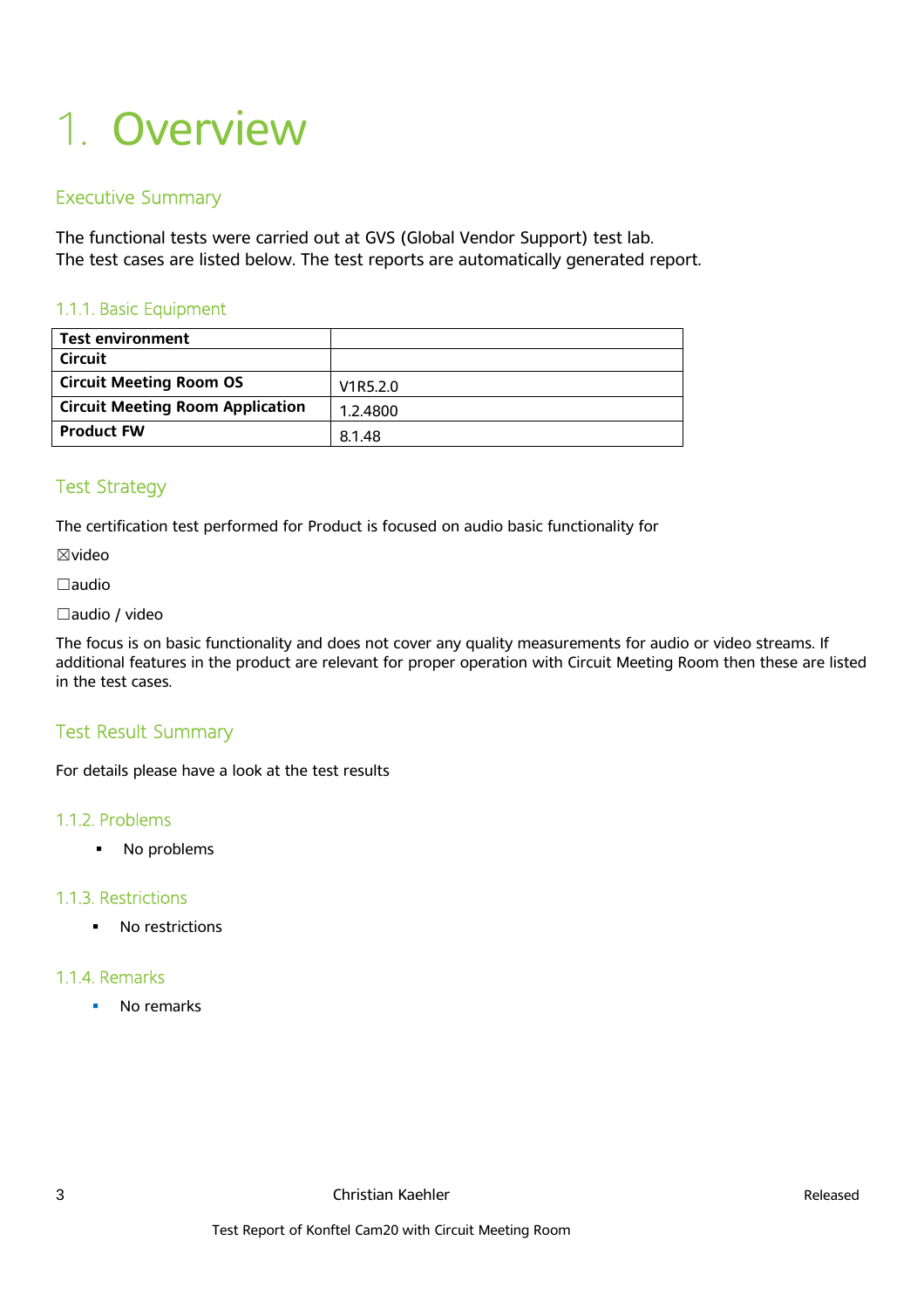# 1. Overview

## Executive Summary

The functional tests were carried out at GVS (Global Vendor Support) test lab.
The test cases are listed below. The test reports are automatically generated report.

### 1.1.1. Basic Equipment

| **Test environment** | |
|---|---|
| **Circuit** | |
| **Circuit Meeting Room OS** | V1R5.2.0 |
| **Circuit Meeting Room Application** | 1.2.4800 |
| **Product FW** | 8.1.48 |

## Test Strategy

The certification test performed for Product is focused on audio basic functionality for

☒video

☐audio

☐audio / video

The focus is on basic functionality and does not cover any quality measurements for audio or video streams. If additional features in the product are relevant for proper operation with Circuit Meeting Room then these are listed in the test cases.

## Test Result Summary

For details please have a look at the test results

### 1.1.2. Problems

- No problems

### 1.1.3. Restrictions

- No restrictions

### 1.1.4. Remarks

- No remarks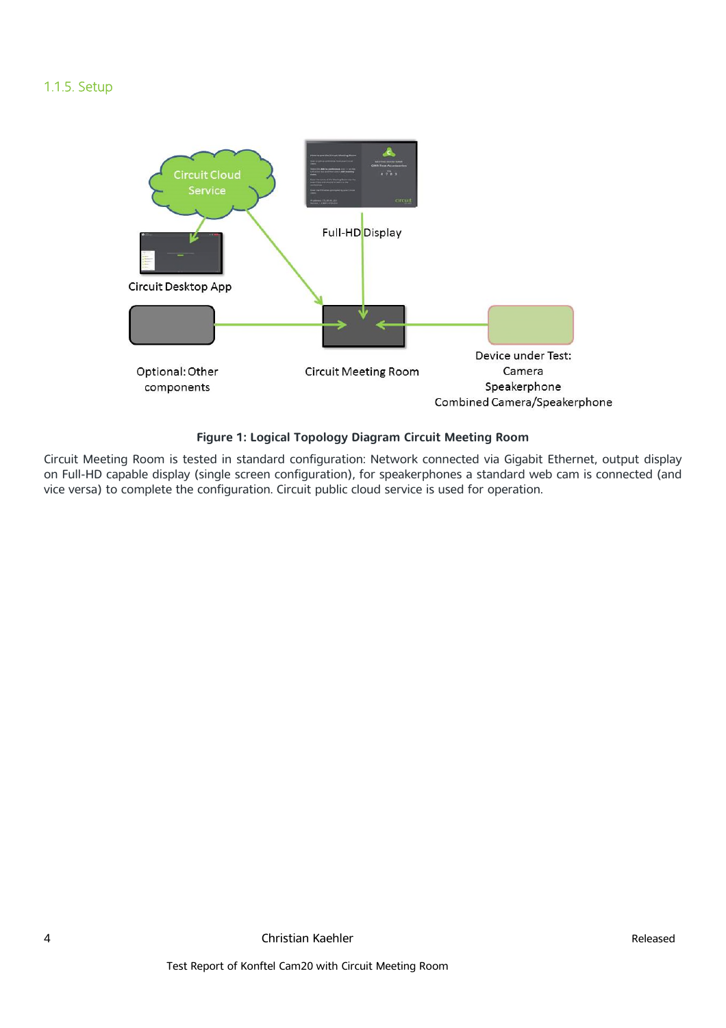### 1.1.5. Setup

Circuit Cloud Service

Full-HD Display

Circuit Desktop App

Optional: Other components

Circuit Meeting Room

Device under Test:
Camera
Speakerphone
Combined Camera/Speakerphone

**Figure 1: Logical Topology Diagram Circuit Meeting Room**

Circuit Meeting Room is tested in standard configuration: Network connected via Gigabit Ethernet, output display on Full-HD capable display (single screen configuration), for speakerphones a standard web cam is connected (and vice versa) to complete the configuration. Circuit public cloud service is used for operation.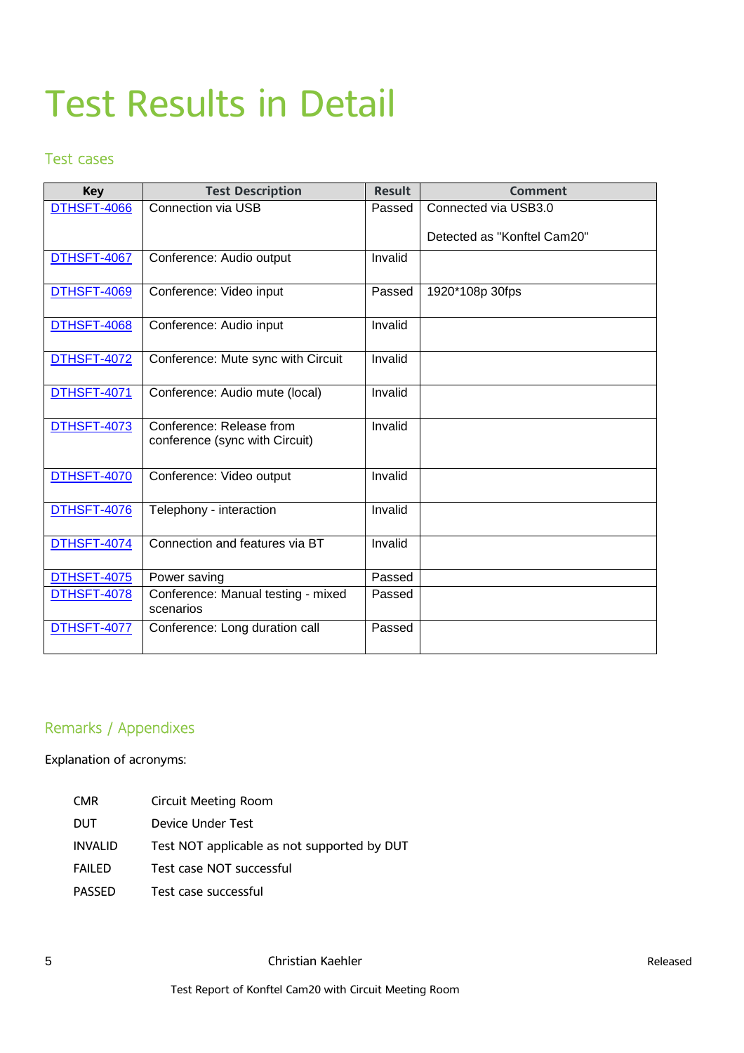# Test Results in Detail

## Test cases

| Key | Test Description | Result | Comment |
|---|---|---|---|
| DTHSFT-4066 | Connection via USB | Passed | Connected via USB3.0<br><br>Detected as "Konftel Cam20" |
| DTHSFT-4067 | Conference: Audio output | Invalid | |
| DTHSFT-4069 | Conference: Video input | Passed | 1920*108p 30fps |
| DTHSFT-4068 | Conference: Audio input | Invalid | |
| DTHSFT-4072 | Conference: Mute sync with Circuit | Invalid | |
| DTHSFT-4071 | Conference: Audio mute (local) | Invalid | |
| DTHSFT-4073 | Conference: Release from conference (sync with Circuit) | Invalid | |
| DTHSFT-4070 | Conference: Video output | Invalid | |
| DTHSFT-4076 | Telephony - interaction | Invalid | |
| DTHSFT-4074 | Connection and features via BT | Invalid | |
| DTHSFT-4075 | Power saving | Passed | |
| DTHSFT-4078 | Conference: Manual testing - mixed scenarios | Passed | |
| DTHSFT-4077 | Conference: Long duration call | Passed | |

## Remarks / Appendixes

Explanation of acronyms:

| | |
|---|---|
| CMR | Circuit Meeting Room |
| DUT | Device Under Test |
| INVALID | Test NOT applicable as not supported by DUT |
| FAILED | Test case NOT successful |
| PASSED | Test case successful |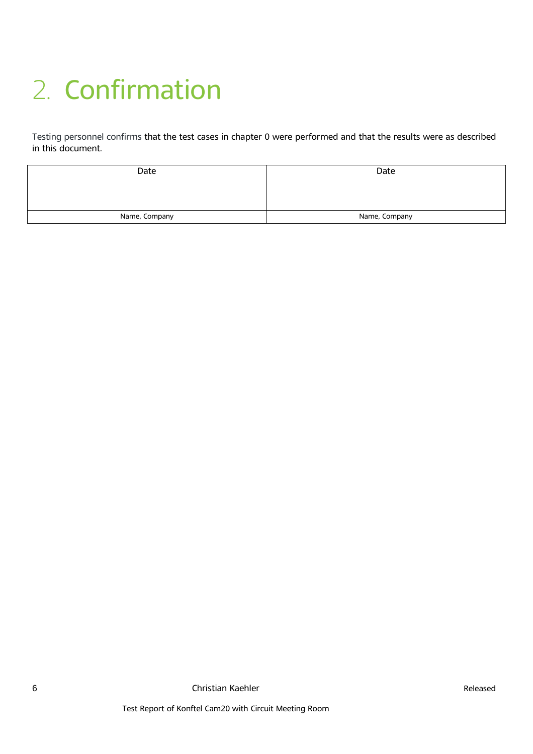# 2. Confirmation

Testing personnel confirms that the test cases in chapter 0 were performed and that the results were as described in this document.

| Date | Date |
|---|---|
| | |
| Name, Company | Name, Company |